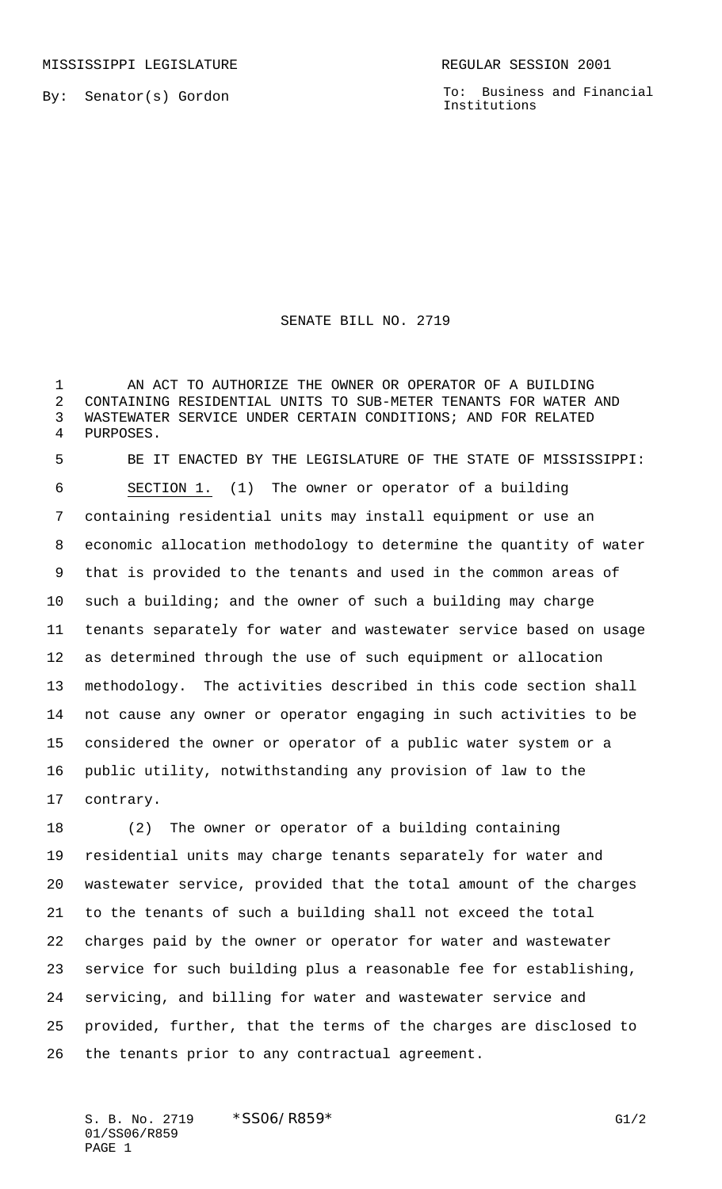MISSISSIPPI LEGISLATURE REGULAR SESSION 2001

By: Senator(s) Gordon

To: Business and Financial Institutions

# SENATE BILL NO. 2719

AN ACT TO AUTHORIZE THE OWNER OR OPERATOR OF A BUILDING CONTAINING RESIDENTIAL UNITS TO SUB-METER TENANTS FOR WATER AND WASTEWATER SERVICE UNDER CERTAIN CONDITIONS; AND FOR RELATED PURPOSES.

BE IT ENACTED BY THE LEGISLATURE OF THE STATE OF MISSISSIPPI:

SECTION 1. (1) The owner or operator of a building containing residential units may install equipment or use an economic allocation methodology to determine the quantity of water that is provided to the tenants and used in the common areas of such a building; and the owner of such a building may charge tenants separately for water and wastewater service based on usage as determined through the use of such equipment or allocation methodology. The activities described in this code section shall not cause any owner or operator engaging in such activities to be considered the owner or operator of a public water system or a public utility, notwithstanding any provision of law to the contrary.

(2) The owner or operator of a building containing residential units may charge tenants separately for water and wastewater service, provided that the total amount of the charges to the tenants of such a building shall not exceed the total charges paid by the owner or operator for water and wastewater service for such building plus a reasonable fee for establishing, servicing, and billing for water and wastewater service and provided, further, that the terms of the charges are disclosed to the tenants prior to any contractual agreement.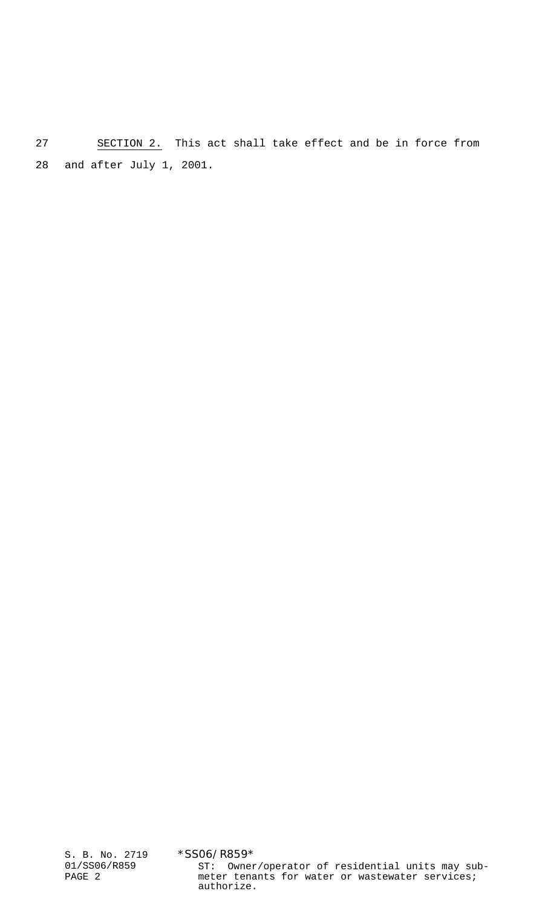27 SECTION 2. This act shall take effect and be in force from
28 and after July 1, 2001.

S. B. No. 2719
01/SS06/R859
ST: Owner/operator of residential units may sub-meter tenants for water or wastewater services; authorize.